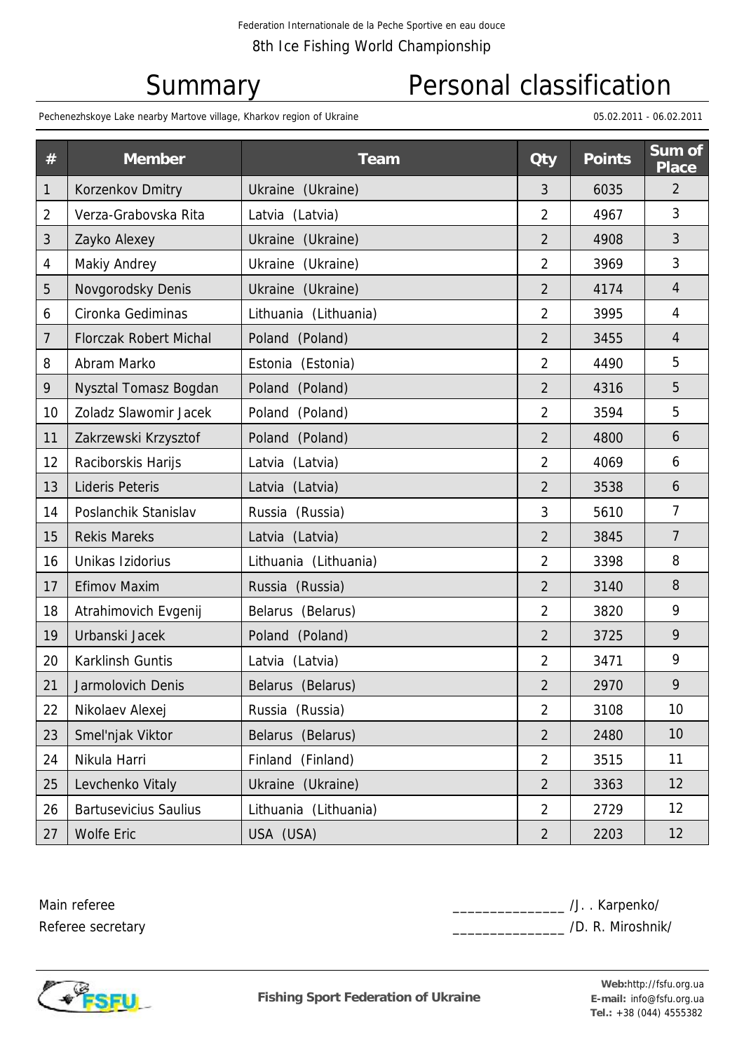Federation Internationale de la Peche Sportive en eau douce

8th Ice Fishing World Championship

# Summary Personal classification

Pechenezhskoye Lake nearby Martove village, Kharkov region of Ukraine 05.02.2011 - 06.02.2011

| # | Member | Team | Qty | Points | Sum of Place |
|---|---|---|---|---|---|
| 1 | Korzenkov Dmitry | Ukraine (Ukraine) | 3 | 6035 | 2 |
| 2 | Verza-Grabovska Rita | Latvia (Latvia) | 2 | 4967 | 3 |
| 3 | Zayko Alexey | Ukraine (Ukraine) | 2 | 4908 | 3 |
| 4 | Makiy Andrey | Ukraine (Ukraine) | 2 | 3969 | 3 |
| 5 | Novgorodsky Denis | Ukraine (Ukraine) | 2 | 4174 | 4 |
| 6 | Cironka Gediminas | Lithuania (Lithuania) | 2 | 3995 | 4 |
| 7 | Florczak Robert Michal | Poland (Poland) | 2 | 3455 | 4 |
| 8 | Abram Marko | Estonia (Estonia) | 2 | 4490 | 5 |
| 9 | Nysztal Tomasz Bogdan | Poland (Poland) | 2 | 4316 | 5 |
| 10 | Zoladz Slawomir Jacek | Poland (Poland) | 2 | 3594 | 5 |
| 11 | Zakrzewski Krzysztof | Poland (Poland) | 2 | 4800 | 6 |
| 12 | Raciborskis Harijs | Latvia (Latvia) | 2 | 4069 | 6 |
| 13 | Lideris Peteris | Latvia (Latvia) | 2 | 3538 | 6 |
| 14 | Poslanchik Stanislav | Russia (Russia) | 3 | 5610 | 7 |
| 15 | Rekis Mareks | Latvia (Latvia) | 2 | 3845 | 7 |
| 16 | Unikas Izidorius | Lithuania (Lithuania) | 2 | 3398 | 8 |
| 17 | Efimov Maxim | Russia (Russia) | 2 | 3140 | 8 |
| 18 | Atrahimovich Evgenij | Belarus (Belarus) | 2 | 3820 | 9 |
| 19 | Urbanski Jacek | Poland (Poland) | 2 | 3725 | 9 |
| 20 | Karklinsh Guntis | Latvia (Latvia) | 2 | 3471 | 9 |
| 21 | Jarmolovich Denis | Belarus (Belarus) | 2 | 2970 | 9 |
| 22 | Nikolaev Alexej | Russia (Russia) | 2 | 3108 | 10 |
| 23 | Smel'njak Viktor | Belarus (Belarus) | 2 | 2480 | 10 |
| 24 | Nikula Harri | Finland (Finland) | 2 | 3515 | 11 |
| 25 | Levchenko Vitaly | Ukraine (Ukraine) | 2 | 3363 | 12 |
| 26 | Bartusevicius Saulius | Lithuania (Lithuania) | 2 | 2729 | 12 |
| 27 | Wolfe Eric | USA (USA) | 2 | 2203 | 12 |

Main referee _______________ /J. . Karpenko/

Referee secretary _______________ /D. R. Miroshnik/

**Fishing Sport Federation of Ukraine**

**Web:**http://fsfu.org.ua
**E-mail:** info@fsfu.org.ua
**Tel.:** +38 (044) 4555382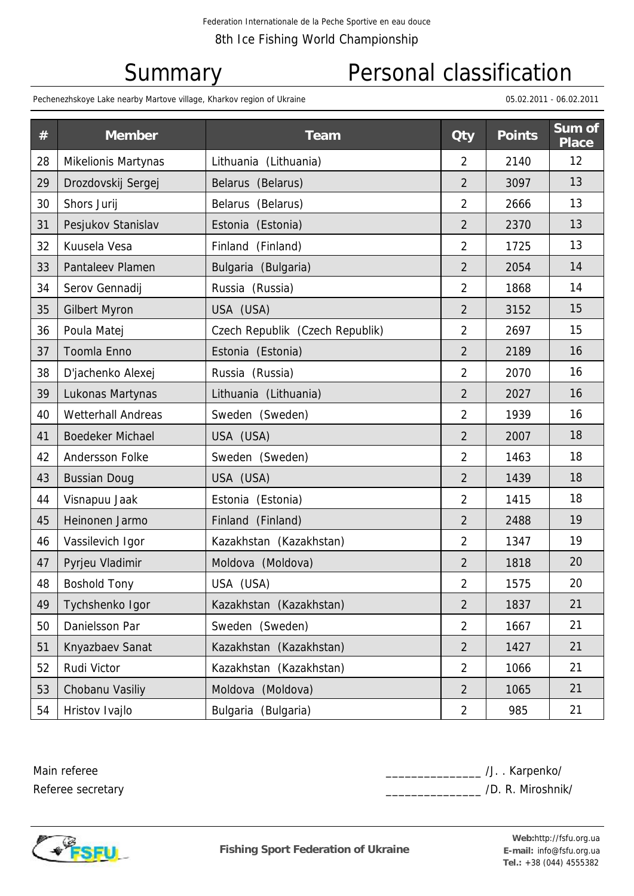Federation Internationale de la Peche Sportive en eau douce

8th Ice Fishing World Championship

# Summary Personal classification

Pechenezhskoye Lake nearby Martove village, Kharkov region of Ukraine 05.02.2011 - 06.02.2011

| # | Member | Team | Qty | Points | Sum of Place |
|---|---|---|---|---|---|
| 28 | Mikelionis Martynas | Lithuania (Lithuania) | 2 | 2140 | 12 |
| 29 | Drozdovskij Sergej | Belarus (Belarus) | 2 | 3097 | 13 |
| 30 | Shors Jurij | Belarus (Belarus) | 2 | 2666 | 13 |
| 31 | Pesjukov Stanislav | Estonia (Estonia) | 2 | 2370 | 13 |
| 32 | Kuusela Vesa | Finland (Finland) | 2 | 1725 | 13 |
| 33 | Pantaleev Plamen | Bulgaria (Bulgaria) | 2 | 2054 | 14 |
| 34 | Serov Gennadij | Russia (Russia) | 2 | 1868 | 14 |
| 35 | Gilbert Myron | USA (USA) | 2 | 3152 | 15 |
| 36 | Poula Matej | Czech Republik (Czech Republik) | 2 | 2697 | 15 |
| 37 | Toomla Enno | Estonia (Estonia) | 2 | 2189 | 16 |
| 38 | D'jachenko Alexej | Russia (Russia) | 2 | 2070 | 16 |
| 39 | Lukonas Martynas | Lithuania (Lithuania) | 2 | 2027 | 16 |
| 40 | Wetterhall Andreas | Sweden (Sweden) | 2 | 1939 | 16 |
| 41 | Boedeker Michael | USA (USA) | 2 | 2007 | 18 |
| 42 | Andersson Folke | Sweden (Sweden) | 2 | 1463 | 18 |
| 43 | Bussian Doug | USA (USA) | 2 | 1439 | 18 |
| 44 | Visnapuu Jaak | Estonia (Estonia) | 2 | 1415 | 18 |
| 45 | Heinonen Jarmo | Finland (Finland) | 2 | 2488 | 19 |
| 46 | Vassilevich Igor | Kazakhstan (Kazakhstan) | 2 | 1347 | 19 |
| 47 | Pyrjeu Vladimir | Moldova (Moldova) | 2 | 1818 | 20 |
| 48 | Boshold Tony | USA (USA) | 2 | 1575 | 20 |
| 49 | Tychshenko Igor | Kazakhstan (Kazakhstan) | 2 | 1837 | 21 |
| 50 | Danielsson Par | Sweden (Sweden) | 2 | 1667 | 21 |
| 51 | Knyazbaev Sanat | Kazakhstan (Kazakhstan) | 2 | 1427 | 21 |
| 52 | Rudi Victor | Kazakhstan (Kazakhstan) | 2 | 1066 | 21 |
| 53 | Chobanu Vasiliy | Moldova (Moldova) | 2 | 1065 | 21 |
| 54 | Hristov Ivajlo | Bulgaria (Bulgaria) | 2 | 985 | 21 |

Main referee ______________ /J. . Karpenko/

Referee secretary ______________ /D. R. Miroshnik/

**Fishing Sport Federation of Ukraine**

**Web:** http://fsfu.org.ua
**E-mail:** info@fsfu.org.ua
**Tel.:** +38 (044) 4555382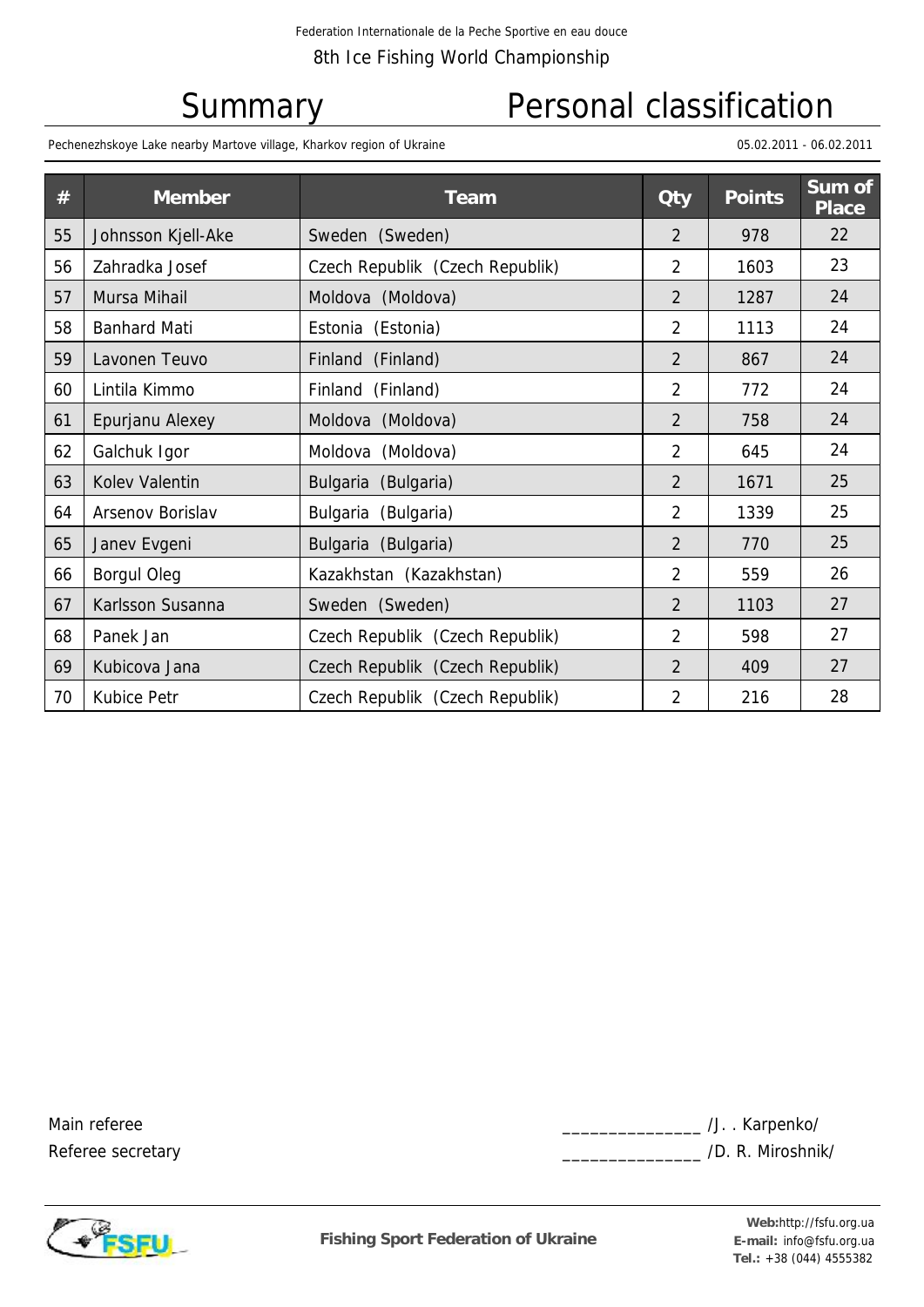Federation Internationale de la Peche Sportive en eau douce

8th Ice Fishing World Championship

# Summary Personal classification

Pechenezhskoye Lake nearby Martove village, Kharkov region of Ukraine 05.02.2011 - 06.02.2011

| # | Member | Team | Qty | Points | Sum of Place |
|---|---|---|---|---|---|
| 55 | Johnsson Kjell-Ake | Sweden (Sweden) | 2 | 978 | 22 |
| 56 | Zahradka Josef | Czech Republik (Czech Republik) | 2 | 1603 | 23 |
| 57 | Mursa Mihail | Moldova (Moldova) | 2 | 1287 | 24 |
| 58 | Banhard Mati | Estonia (Estonia) | 2 | 1113 | 24 |
| 59 | Lavonen Teuvo | Finland (Finland) | 2 | 867 | 24 |
| 60 | Lintila Kimmo | Finland (Finland) | 2 | 772 | 24 |
| 61 | Epurjanu Alexey | Moldova (Moldova) | 2 | 758 | 24 |
| 62 | Galchuk Igor | Moldova (Moldova) | 2 | 645 | 24 |
| 63 | Kolev Valentin | Bulgaria (Bulgaria) | 2 | 1671 | 25 |
| 64 | Arsenov Borislav | Bulgaria (Bulgaria) | 2 | 1339 | 25 |
| 65 | Janev Evgeni | Bulgaria (Bulgaria) | 2 | 770 | 25 |
| 66 | Borgul Oleg | Kazakhstan (Kazakhstan) | 2 | 559 | 26 |
| 67 | Karlsson Susanna | Sweden (Sweden) | 2 | 1103 | 27 |
| 68 | Panek Jan | Czech Republik (Czech Republik) | 2 | 598 | 27 |
| 69 | Kubicova Jana | Czech Republik (Czech Republik) | 2 | 409 | 27 |
| 70 | Kubice Petr | Czech Republik (Czech Republik) | 2 | 216 | 28 |

Main referee _______________ /J. . Karpenko/

Referee secretary _______________ /D. R. Miroshnik/

**Fishing Sport Federation of Ukraine**

**Web:**http://fsfu.org.ua
**E-mail:** info@fsfu.org.ua
**Tel.:** +38 (044) 4555382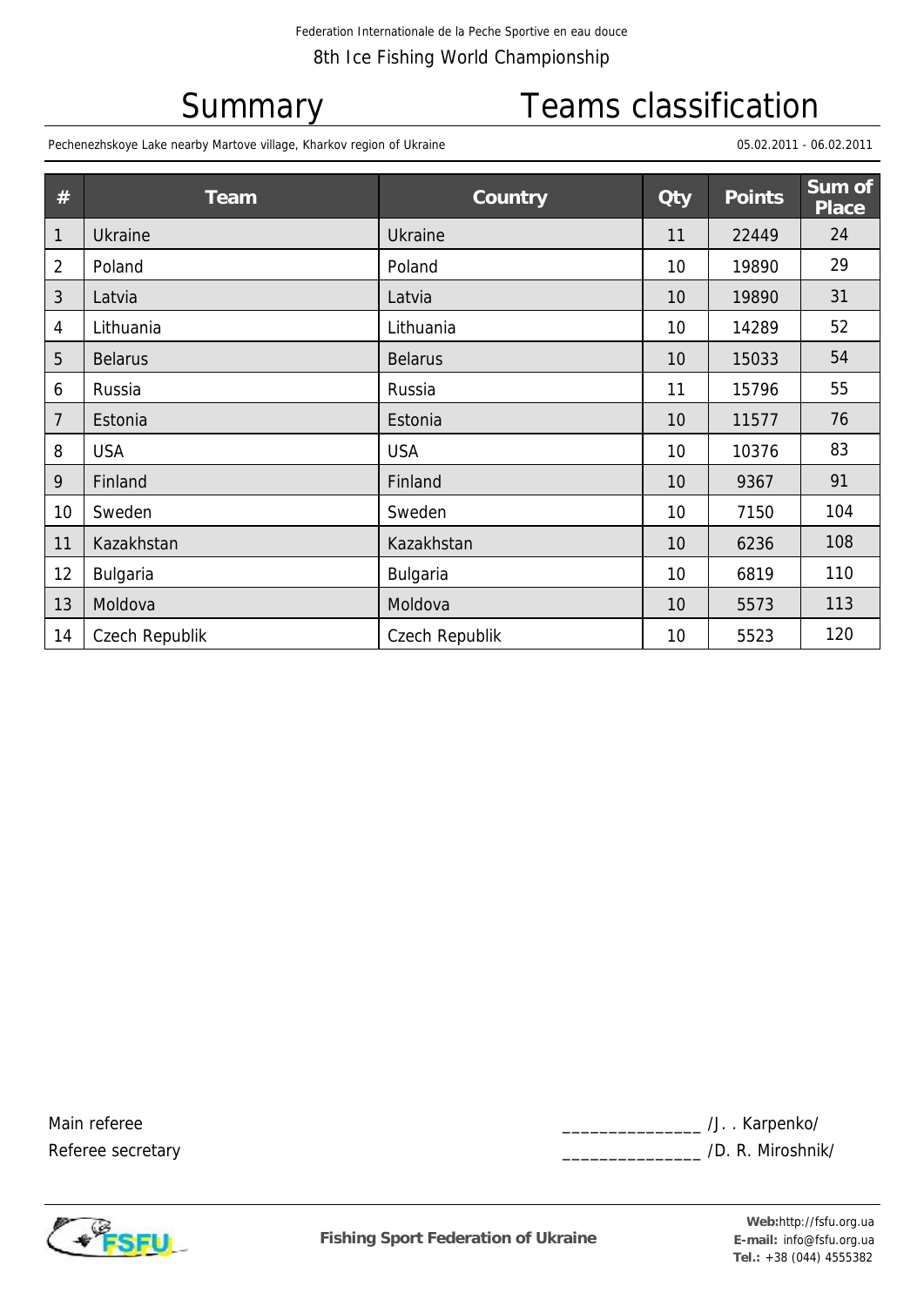Federation Internationale de la Peche Sportive en eau douce

8th Ice Fishing World Championship

# Summary Teams classification

Pechenezhskoye Lake nearby Martove village, Kharkov region of Ukraine 05.02.2011 - 06.02.2011

| # | Team | Country | Qty | Points | Sum of Place |
|---|---|---|---|---|---|
| 1 | Ukraine | Ukraine | 11 | 22449 | 24 |
| 2 | Poland | Poland | 10 | 19890 | 29 |
| 3 | Latvia | Latvia | 10 | 19890 | 31 |
| 4 | Lithuania | Lithuania | 10 | 14289 | 52 |
| 5 | Belarus | Belarus | 10 | 15033 | 54 |
| 6 | Russia | Russia | 11 | 15796 | 55 |
| 7 | Estonia | Estonia | 10 | 11577 | 76 |
| 8 | USA | USA | 10 | 10376 | 83 |
| 9 | Finland | Finland | 10 | 9367 | 91 |
| 10 | Sweden | Sweden | 10 | 7150 | 104 |
| 11 | Kazakhstan | Kazakhstan | 10 | 6236 | 108 |
| 12 | Bulgaria | Bulgaria | 10 | 6819 | 110 |
| 13 | Moldova | Moldova | 10 | 5573 | 113 |
| 14 | Czech Republik | Czech Republik | 10 | 5523 | 120 |

Main referee _______________ /J. . Karpenko/

Referee secretary _______________ /D. R. Miroshnik/

Fishing Sport Federation of Ukraine

**Web:**http://fsfu.org.ua
**E-mail:** info@fsfu.org.ua
**Tel.:** +38 (044) 4555382